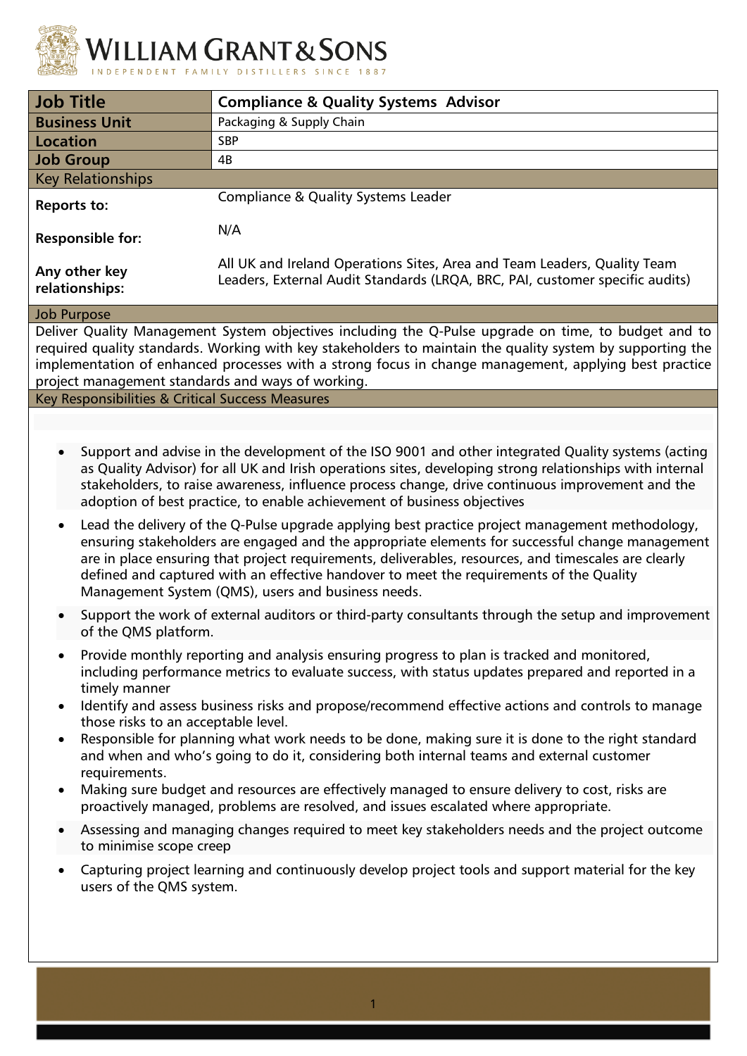# WILLIAM GRANT & SONS

INDEPENDENT FAMILY DISTILLERS SINCE 1887

| **Job Title** | **Compliance & Quality Systems Advisor** |
| --- | --- |
| **Business Unit** | Packaging & Supply Chain |
| **Location** | SBP |
| **Job Group** | 4B |
| Key Relationships | |
| **Reports to:** | Compliance & Quality Systems Leader |
| **Responsible for:** | N/A |
| **Any other key relationships:** | All UK and Ireland Operations Sites, Area and Team Leaders, Quality Team Leaders, External Audit Standards (LRQA, BRC, PAI, customer specific audits) |

## Job Purpose

Deliver Quality Management System objectives including the Q-Pulse upgrade on time, to budget and to required quality standards. Working with key stakeholders to maintain the quality system by supporting the implementation of enhanced processes with a strong focus in change management, applying best practice project management standards and ways of working.

## Key Responsibilities & Critical Success Measures

- Support and advise in the development of the ISO 9001 and other integrated Quality systems (acting as Quality Advisor) for all UK and Irish operations sites, developing strong relationships with internal stakeholders, to raise awareness, influence process change, drive continuous improvement and the adoption of best practice, to enable achievement of business objectives
- Lead the delivery of the Q-Pulse upgrade applying best practice project management methodology, ensuring stakeholders are engaged and the appropriate elements for successful change management are in place ensuring that project requirements, deliverables, resources, and timescales are clearly defined and captured with an effective handover to meet the requirements of the Quality Management System (QMS), users and business needs.
- Support the work of external auditors or third-party consultants through the setup and improvement of the QMS platform.
- Provide monthly reporting and analysis ensuring progress to plan is tracked and monitored, including performance metrics to evaluate success, with status updates prepared and reported in a timely manner
- Identify and assess business risks and propose/recommend effective actions and controls to manage those risks to an acceptable level.
- Responsible for planning what work needs to be done, making sure it is done to the right standard and when and who's going to do it, considering both internal teams and external customer requirements.
- Making sure budget and resources are effectively managed to ensure delivery to cost, risks are proactively managed, problems are resolved, and issues escalated where appropriate.
- Assessing and managing changes required to meet key stakeholders needs and the project outcome to minimise scope creep
- Capturing project learning and continuously develop project tools and support material for the key users of the QMS system.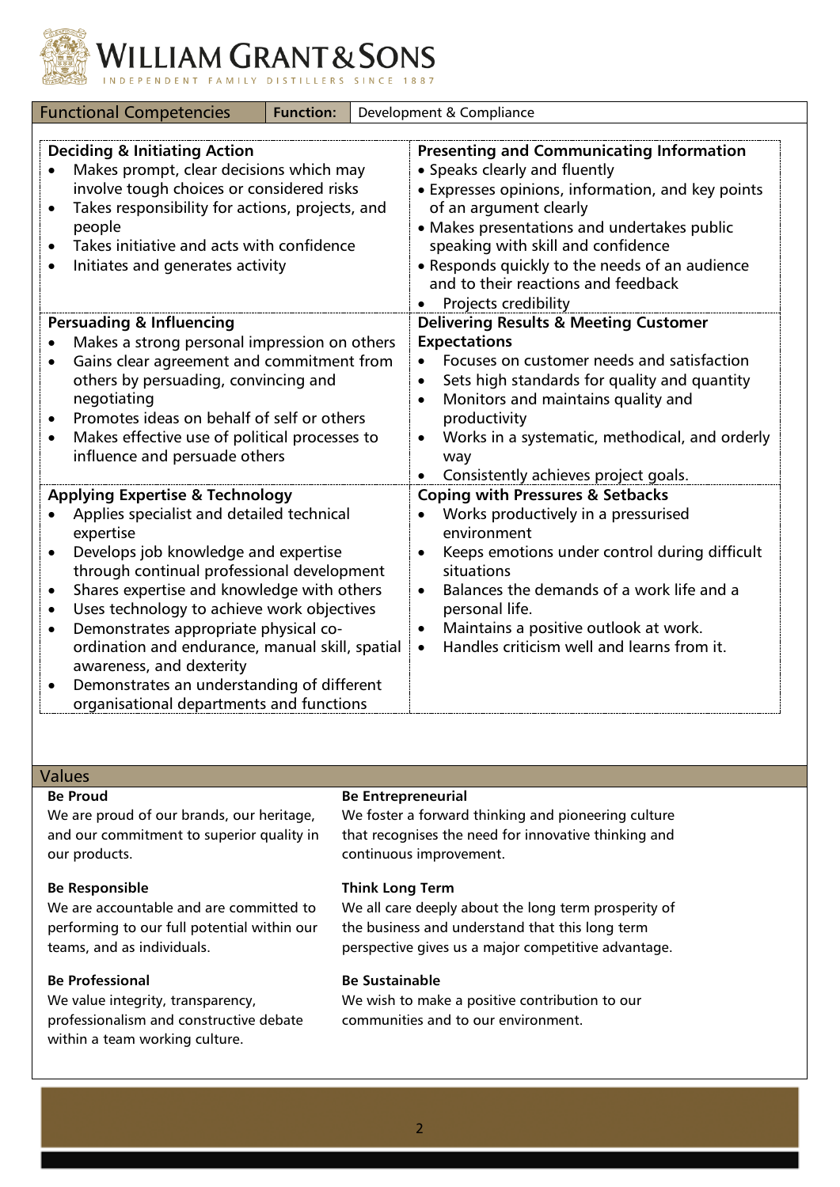| Functional Competencies | Function: | Development & Compliance |
|---|---|---|

### Deciding & Initiating Action

- Makes prompt, clear decisions which may involve tough choices or considered risks
- Takes responsibility for actions, projects, and people
- Takes initiative and acts with confidence
- Initiates and generates activity

### Presenting and Communicating Information

- Speaks clearly and fluently
- Expresses opinions, information, and key points of an argument clearly
- Makes presentations and undertakes public speaking with skill and confidence
- Responds quickly to the needs of an audience and to their reactions and feedback
- Projects credibility

### Persuading & Influencing

- Makes a strong personal impression on others
- Gains clear agreement and commitment from others by persuading, convincing and negotiating
- Promotes ideas on behalf of self or others
- Makes effective use of political processes to influence and persuade others

### Delivering Results & Meeting Customer Expectations

- Focuses on customer needs and satisfaction
- Sets high standards for quality and quantity
- Monitors and maintains quality and productivity
- Works in a systematic, methodical, and orderly way
- Consistently achieves project goals.

### Applying Expertise & Technology

- Applies specialist and detailed technical expertise
- Develops job knowledge and expertise through continual professional development
- Shares expertise and knowledge with others
- Uses technology to achieve work objectives
- Demonstrates appropriate physical co-ordination and endurance, manual skill, spatial awareness, and dexterity
- Demonstrates an understanding of different organisational departments and functions

### Coping with Pressures & Setbacks

- Works productively in a pressurised environment
- Keeps emotions under control during difficult situations
- Balances the demands of a work life and a personal life.
- Maintains a positive outlook at work.
- Handles criticism well and learns from it.

## Values

**Be Proud**
We are proud of our brands, our heritage, and our commitment to superior quality in our products.

**Be Entrepreneurial**
We foster a forward thinking and pioneering culture that recognises the need for innovative thinking and continuous improvement.

**Be Responsible**
We are accountable and are committed to performing to our full potential within our teams, and as individuals.

**Think Long Term**
We all care deeply about the long term prosperity of the business and understand that this long term perspective gives us a major competitive advantage.

**Be Professional**
We value integrity, transparency, professionalism and constructive debate within a team working culture.

**Be Sustainable**
We wish to make a positive contribution to our communities and to our environment.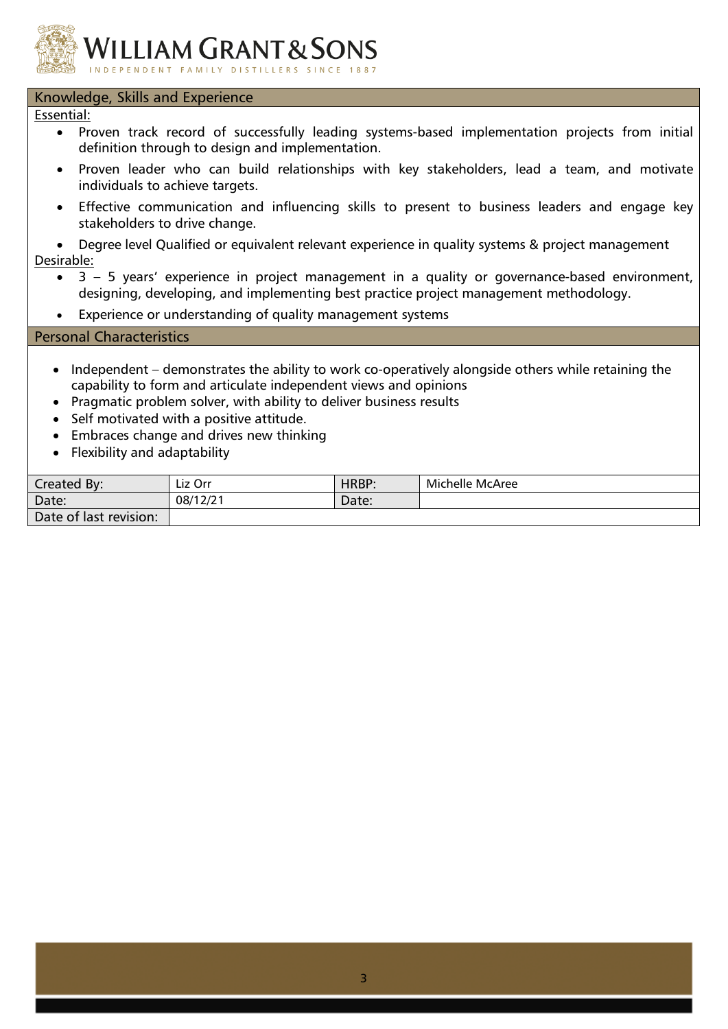## Knowledge, Skills and Experience

Essential:

- Proven track record of successfully leading systems-based implementation projects from initial definition through to design and implementation.
- Proven leader who can build relationships with key stakeholders, lead a team, and motivate individuals to achieve targets.
- Effective communication and influencing skills to present to business leaders and engage key stakeholders to drive change.
- Degree level Qualified or equivalent relevant experience in quality systems & project management

Desirable:

- 3 – 5 years' experience in project management in a quality or governance-based environment, designing, developing, and implementing best practice project management methodology.
- Experience or understanding of quality management systems

## Personal Characteristics

- Independent – demonstrates the ability to work co-operatively alongside others while retaining the capability to form and articulate independent views and opinions
- Pragmatic problem solver, with ability to deliver business results
- Self motivated with a positive attitude.
- Embraces change and drives new thinking
- Flexibility and adaptability

| | | | |
|---|---|---|---|
| Created By: | Liz Orr | HRBP: | Michelle McAree |
| Date: | 08/12/21 | Date: | |
| Date of last revision: | | | |